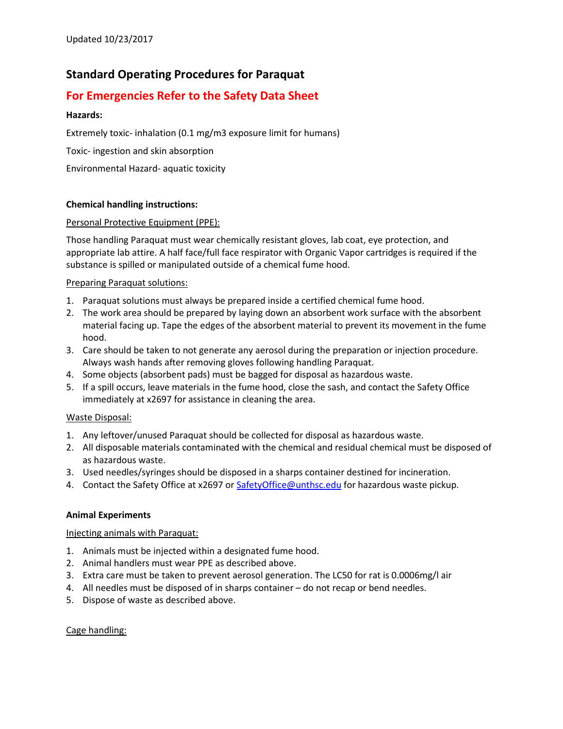Updated 10/23/2017

# Standard Operating Procedures for Paraquat

## For Emergencies Refer to the Safety Data Sheet

**Hazards:**

Extremely toxic- inhalation (0.1 mg/m3 exposure limit for humans)

Toxic- ingestion and skin absorption

Environmental Hazard- aquatic toxicity

**Chemical handling instructions:**

<u>Personal Protective Equipment (PPE):</u>

Those handling Paraquat must wear chemically resistant gloves, lab coat, eye protection, and appropriate lab attire. A half face/full face respirator with Organic Vapor cartridges is required if the substance is spilled or manipulated outside of a chemical fume hood.

<u>Preparing Paraquat solutions:</u>

1. Paraquat solutions must always be prepared inside a certified chemical fume hood.
2. The work area should be prepared by laying down an absorbent work surface with the absorbent material facing up. Tape the edges of the absorbent material to prevent its movement in the fume hood.
3. Care should be taken to not generate any aerosol during the preparation or injection procedure. Always wash hands after removing gloves following handling Paraquat.
4. Some objects (absorbent pads) must be bagged for disposal as hazardous waste.
5. If a spill occurs, leave materials in the fume hood, close the sash, and contact the Safety Office immediately at x2697 for assistance in cleaning the area.

<u>Waste Disposal:</u>

1. Any leftover/unused Paraquat should be collected for disposal as hazardous waste.
2. All disposable materials contaminated with the chemical and residual chemical must be disposed of as hazardous waste.
3. Used needles/syringes should be disposed in a sharps container destined for incineration.
4. Contact the Safety Office at x2697 or SafetyOffice@unthsc.edu for hazardous waste pickup.

**Animal Experiments**

<u>Injecting animals with Paraquat:</u>

1. Animals must be injected within a designated fume hood.
2. Animal handlers must wear PPE as described above.
3. Extra care must be taken to prevent aerosol generation. The LC50 for rat is 0.0006mg/l air
4. All needles must be disposed of in sharps container – do not recap or bend needles.
5. Dispose of waste as described above.

<u>Cage handling:</u>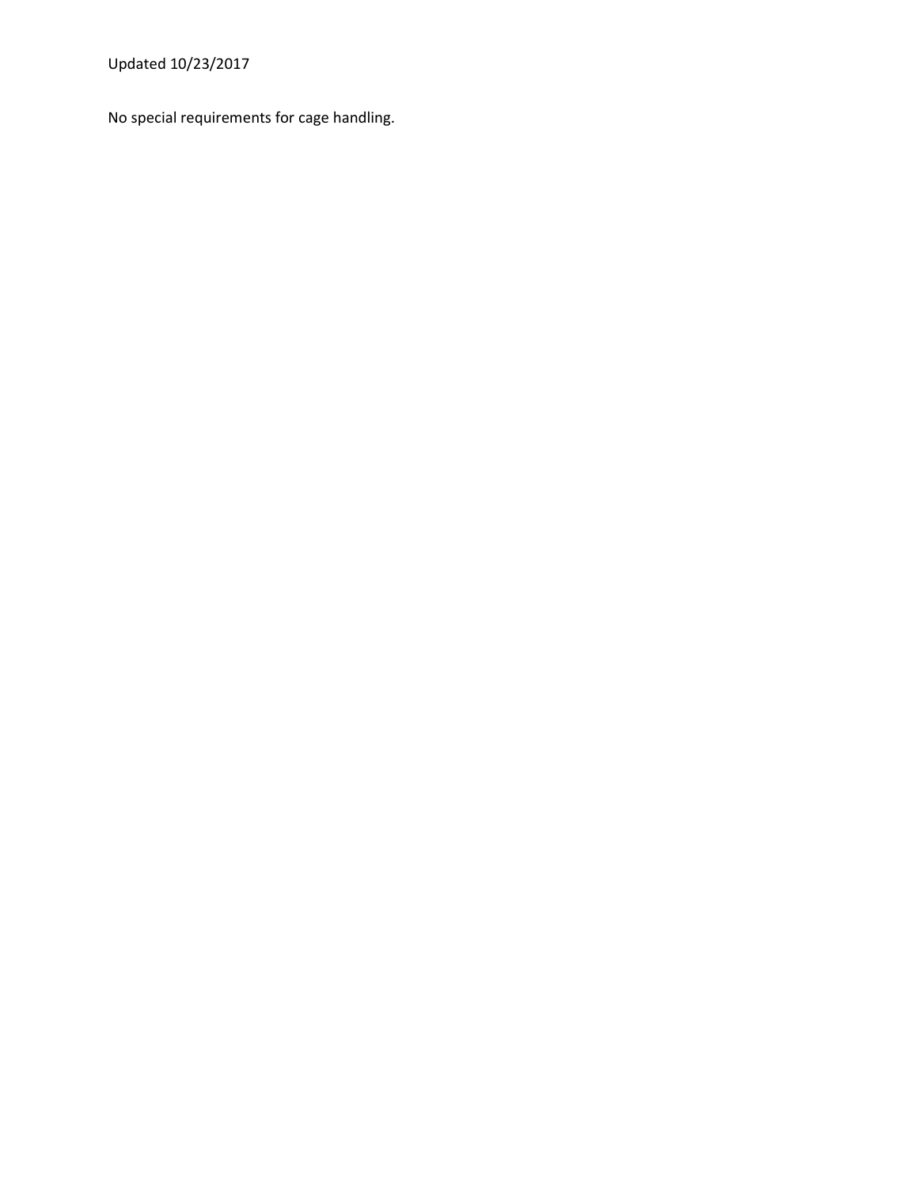Updated 10/23/2017

No special requirements for cage handling.